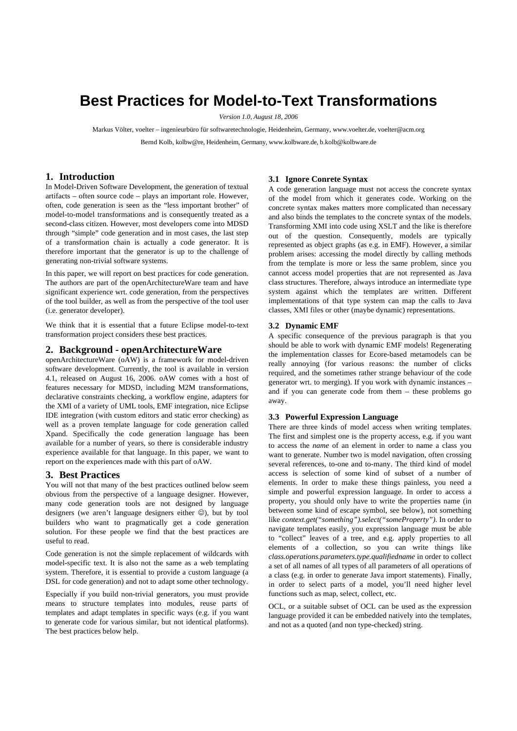# Best Practices for Model-to-Text Transformations

*Version 1.0, August 18, 2006*

Markus Völter, voelter – ingenieurbüro für softwaretechnologie, Heidenheim, Germany, www.voelter.de, voelter@acm.org

Bernd Kolb, kolbw@re, Heidenheim, Germany, www.kolbware.de, b.kolb@kolbware.de

## 1. Introduction

In Model-Driven Software Development, the generation of textual artifacts – often source code – plays an important role. However, often, code generation is seen as the "less important brother" of model-to-model transformations and is consequently treated as a second-class citizen. However, most developers come into MDSD through "simple" code generation and in most cases, the last step of a transformation chain is actually a code generator. It is therefore important that the generator is up to the challenge of generating non-trivial software systems.

In this paper, we will report on best practices for code generation. The authors are part of the openArchitectureWare team and have significant experience wrt. code generation, from the perspectives of the tool builder, as well as from the perspective of the tool user (i.e. generator developer).

We think that it is essential that a future Eclipse model-to-text transformation project considers these best practices.

## 2. Background - openArchitectureWare

openArchitectureWare (oAW) is a framework for model-driven software development. Currently, the tool is available in version 4.1, released on August 16, 2006. oAW comes with a host of features necessary for MDSD, including M2M transformations, declarative constraints checking, a workflow engine, adapters for the XMI of a variety of UML tools, EMF integration, nice Eclipse IDE integration (with custom editors and static error checking) as well as a proven template language for code generation called Xpand. Specifically the code generation language has been available for a number of years, so there is considerable industry experience available for that language. In this paper, we want to report on the experiences made with this part of oAW.

## 3. Best Practices

You will not that many of the best practices outlined below seem obvious from the perspective of a language designer. However, many code generation tools are not designed by language designers (we aren't language designers either ☺), but by tool builders who want to pragmatically get a code generation solution. For these people we find that the best practices are useful to read.

Code generation is not the simple replacement of wildcards with model-specific text. It is also not the same as a web templating system. Therefore, it is essential to provide a custom language (a DSL for code generation) and not to adapt some other technology.

Especially if you build non-trivial generators, you must provide means to structure templates into modules, reuse parts of templates and adapt templates in specific ways (e.g. if you want to generate code for various similar, but not identical platforms). The best practices below help.

### 3.1 Ignore Conrete Syntax

A code generation language must not access the concrete syntax of the model from which it generates code. Working on the concrete syntax makes matters more complicated than necessary and also binds the templates to the concrete syntax of the models. Transforming XMI into code using XSLT and the like is therefore out of the question. Consequently, models are typically represented as object graphs (as e.g. in EMF). However, a similar problem arises: accessing the model directly by calling methods from the template is more or less the same problem, since you cannot access model properties that are not represented as Java class structures. Therefore, always introduce an intermediate type system against which the templates are written. Different implementations of that type system can map the calls to Java classes, XMI files or other (maybe dynamic) representations.

### 3.2 Dynamic EMF

A specific consequence of the previous paragraph is that you should be able to work with dynamic EMF models! Regenerating the implementation classes for Ecore-based metamodels can be really annoying (for various reasons: the number of clicks required, and the sometimes rather strange behaviour of the code generator wrt. to merging). If you work with dynamic instances – and if you can generate code from them – these problems go away.

### 3.3 Powerful Expression Language

There are three kinds of model access when writing templates. The first and simplest one is the property access, e.g. if you want to access the *name* of an element in order to name a class you want to generate. Number two is model navigation, often crossing several references, to-one and to-many. The third kind of model access is selection of some kind of subset of a number of elements. In order to make these things painless, you need a simple and powerful expression language. In order to access a property, you should only have to write the properties name (in between some kind of escape symbol, see below), not something like *context.get("something").select("someProperty")*. In order to navigate templates easily, you expression language must be able to "collect" leaves of a tree, and e.g. apply properties to all elements of a collection, so you can write things like *class.operations.parameters.type.qualifiedname* in order to collect a set of all names of all types of all parameters of all operations of a class (e.g. in order to generate Java import statements). Finally, in order to select parts of a model, you'll need higher level functions such as map, select, collect, etc.

OCL, or a suitable subset of OCL can be used as the expression language provided it can be embedded natively into the templates, and not as a quoted (and non type-checked) string.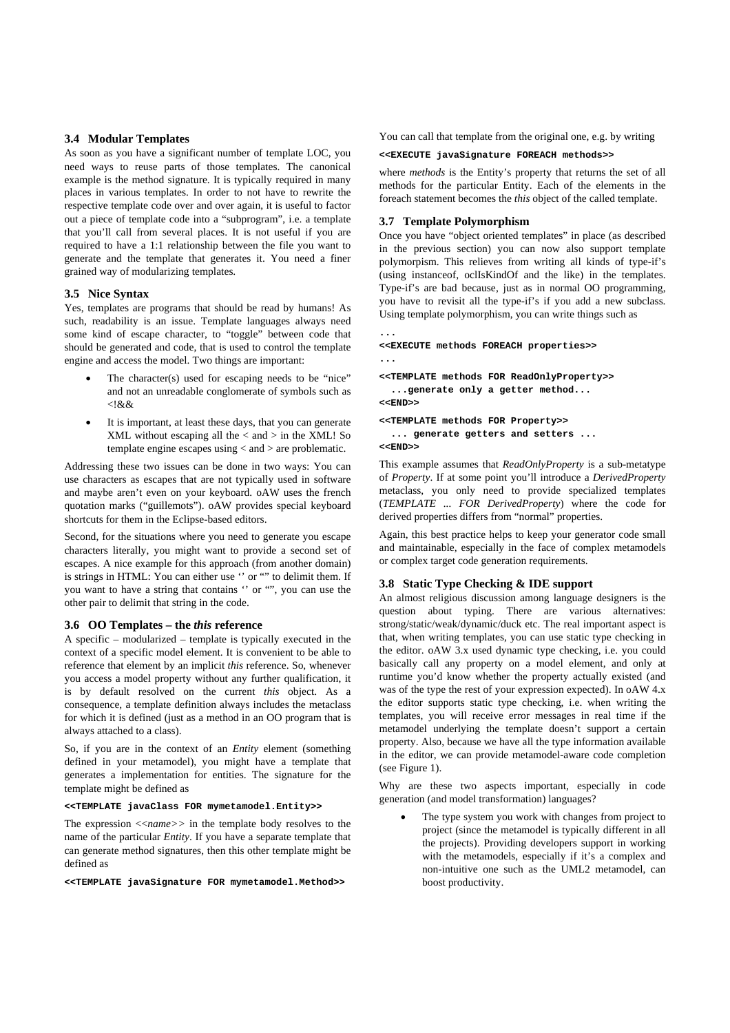### 3.4 Modular Templates

As soon as you have a significant number of template LOC, you need ways to reuse parts of those templates. The canonical example is the method signature. It is typically required in many places in various templates. In order to not have to rewrite the respective template code over and over again, it is useful to factor out a piece of template code into a "subprogram", i.e. a template that you'll call from several places. It is not useful if you are required to have a 1:1 relationship between the file you want to generate and the template that generates it. You need a finer grained way of modularizing templates.

### 3.5 Nice Syntax

Yes, templates are programs that should be read by humans! As such, readability is an issue. Template languages always need some kind of escape character, to "toggle" between code that should be generated and code, that is used to control the template engine and access the model. Two things are important:

- The character(s) used for escaping needs to be "nice" and not an unreadable conglomerate of symbols such as <!&&
- It is important, at least these days, that you can generate XML without escaping all the < and > in the XML! So template engine escapes using < and > are problematic.

Addressing these two issues can be done in two ways: You can use characters as escapes that are not typically used in software and maybe aren't even on your keyboard. oAW uses the french quotation marks ("guillemots"). oAW provides special keyboard shortcuts for them in the Eclipse-based editors.

Second, for the situations where you need to generate you escape characters literally, you might want to provide a second set of escapes. A nice example for this approach (from another domain) is strings in HTML: You can either use '' or "" to delimit them. If you want to have a string that contains '' or "", you can use the other pair to delimit that string in the code.

### 3.6 OO Templates – the *this* reference

A specific – modularized – template is typically executed in the context of a specific model element. It is convenient to be able to reference that element by an implicit *this* reference. So, whenever you access a model property without any further qualification, it is by default resolved on the current *this* object. As a consequence, a template definition always includes the metaclass for which it is defined (just as a method in an OO program that is always attached to a class).

So, if you are in the context of an *Entity* element (something defined in your metamodel), you might have a template that generates a implementation for entities. The signature for the template might be defined as

```
<<TEMPLATE javaClass FOR mymetamodel.Entity>>
```

The expression <<*name*>> in the template body resolves to the name of the particular *Entity*. If you have a separate template that can generate method signatures, then this other template might be defined as

```
<<TEMPLATE javaSignature FOR mymetamodel.Method>>
```

You can call that template from the original one, e.g. by writing

```
<<EXECUTE javaSignature FOREACH methods>>
```

where *methods* is the Entity's property that returns the set of all methods for the particular Entity. Each of the elements in the foreach statement becomes the *this* object of the called template.

### 3.7 Template Polymorphism

Once you have "object oriented templates" in place (as described in the previous section) you can now also support template polymorpism. This relieves from writing all kinds of type-if's (using instanceof, oclIsKindOf and the like) in the templates. Type-if's are bad because, just as in normal OO programming, you have to revisit all the type-if's if you add a new subclass. Using template polymorphism, you can write things such as

```
...
<<EXECUTE methods FOREACH properties>>
...
<<TEMPLATE methods FOR ReadOnlyProperty>>
  ...generate only a getter method...
<<END>>
<<TEMPLATE methods FOR Property>>
  ... generate getters and setters ...
<<END>>
```

This example assumes that *ReadOnlyProperty* is a sub-metatype of *Property*. If at some point you'll introduce a *DerivedProperty* metaclass, you only need to provide specialized templates (*TEMPLATE ... FOR DerivedProperty*) where the code for derived properties differs from "normal" properties.

Again, this best practice helps to keep your generator code small and maintainable, especially in the face of complex metamodels or complex target code generation requirements.

### 3.8 Static Type Checking & IDE support

An almost religious discussion among language designers is the question about typing. There are various alternatives: strong/static/weak/dynamic/duck etc. The real important aspect is that, when writing templates, you can use static type checking in the editor. oAW 3.x used dynamic type checking, i.e. you could basically call any property on a model element, and only at runtime you'd know whether the property actually existed (and was of the type the rest of your expression expected). In oAW 4.x the editor supports static type checking, i.e. when writing the templates, you will receive error messages in real time if the metamodel underlying the template doesn't support a certain property. Also, because we have all the type information available in the editor, we can provide metamodel-aware code completion (see Figure 1).

Why are these two aspects important, especially in code generation (and model transformation) languages?

- The type system you work with changes from project to project (since the metamodel is typically different in all the projects). Providing developers support in working with the metamodels, especially if it's a complex and non-intuitive one such as the UML2 metamodel, can boost productivity.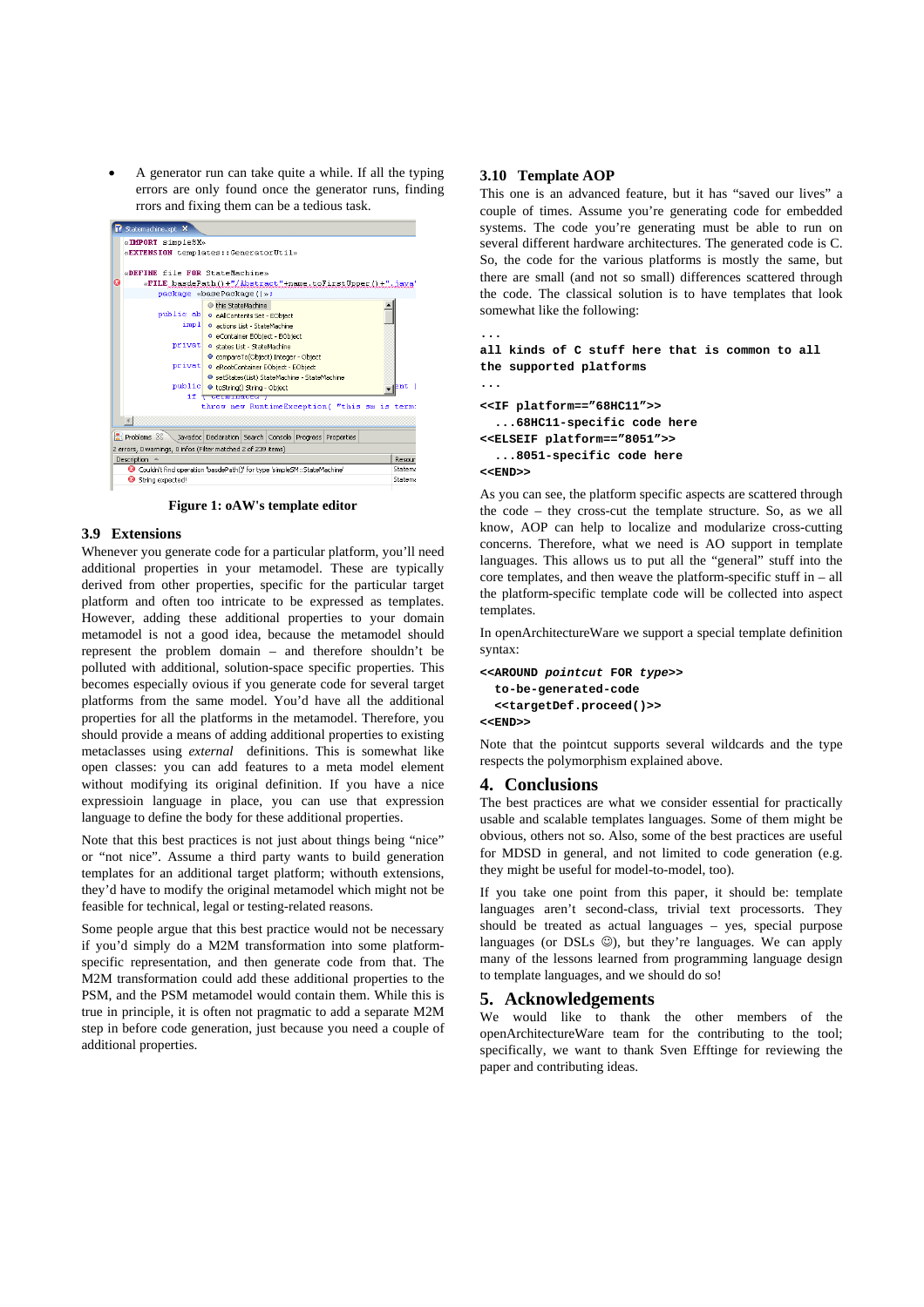- A generator run can take quite a while. If all the typing errors are only found once the generator runs, finding rrors and fixing them can be a tedious task.

Figure 1: oAW's template editor

### 3.9 Extensions

Whenever you generate code for a particular platform, you'll need additional properties in your metamodel. These are typically derived from other properties, specific for the particular target platform and often too intricate to be expressed as templates. However, adding these additional properties to your domain metamodel is not a good idea, because the metamodel should represent the problem domain – and therefore shouldn't be polluted with additional, solution-space specific properties. This becomes especially ovious if you generate code for several target platforms from the same model. You'd have all the additional properties for all the platforms in the metamodel. Therefore, you should provide a means of adding additional properties to existing metaclasses using *external* definitions. This is somewhat like open classes: you can add features to a meta model element without modifying its original definition. If you have a nice expressioin language in place, you can use that expression language to define the body for these additional properties.

Note that this best practices is not just about things being "nice" or "not nice". Assume a third party wants to build generation templates for an additional target platform; withouth extensions, they'd have to modify the original metamodel which might not be feasible for technical, legal or testing-related reasons.

Some people argue that this best practice would not be necessary if you'd simply do a M2M transformation into some platform-specific representation, and then generate code from that. The M2M transformation could add these additional properties to the PSM, and the PSM metamodel would contain them. While this is true in principle, it is often not pragmatic to add a separate M2M step in before code generation, just because you need a couple of additional properties.

### 3.10 Template AOP

This one is an advanced feature, but it has "saved our lives" a couple of times. Assume you're generating code for embedded systems. The code you're generating must be able to run on several different hardware architectures. The generated code is C. So, the code for the various platforms is mostly the same, but there are small (and not so small) differences scattered through the code. The classical solution is to have templates that look somewhat like the following:

```
...
all kinds of C stuff here that is common to all
the supported platforms
...
<<IF platform=="68HC11">>
  ...68HC11-specific code here
<<ELSEIF platform=="8051">>
  ...8051-specific code here
<<END>>
```

As you can see, the platform specific aspects are scattered through the code – they cross-cut the template structure. So, as we all know, AOP can help to localize and modularize cross-cutting concerns. Therefore, what we need is AO support in template languages. This allows us to put all the "general" stuff into the core templates, and then weave the platform-specific stuff in – all the platform-specific template code will be collected into aspect templates.

In openArchitectureWare we support a special template definition syntax:

```
<<AROUND pointcut FOR type>>
  to-be-generated-code
  <<targetDef.proceed()>>
<<END>>
```

Note that the pointcut supports several wildcards and the type respects the polymorphism explained above.

## 4. Conclusions

The best practices are what we consider essential for practically usable and scalable templates languages. Some of them might be obvious, others not so. Also, some of the best practices are useful for MDSD in general, and not limited to code generation (e.g. they might be useful for model-to-model, too).

If you take one point from this paper, it should be: template languages aren't second-class, trivial text processors. They should be treated as actual languages – yes, special purpose languages (or DSLs ☺), but they're languages. We can apply many of the lessons learned from programming language design to template languages, and we should do so!

## 5. Acknowledgements

We would like to thank the other members of the openArchitectureWare team for the contributing to the tool; specifically, we want to thank Sven Efftinge for reviewing the paper and contributing ideas.